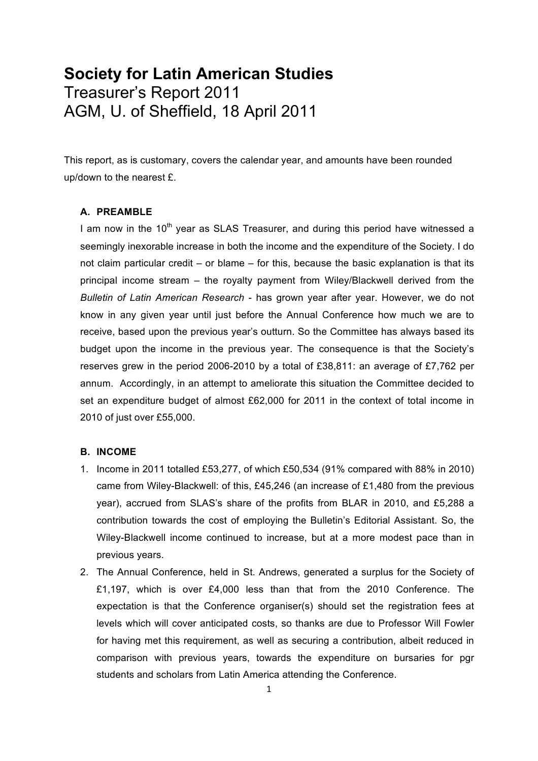# Society for Latin American Studies

Treasurer's Report 2011

AGM, U. of Sheffield, 18 April 2011

This report, as is customary, covers the calendar year, and amounts have been rounded up/down to the nearest £.

## A. PREAMBLE

I am now in the 10th year as SLAS Treasurer, and during this period have witnessed a seemingly inexorable increase in both the income and the expenditure of the Society. I do not claim particular credit – or blame – for this, because the basic explanation is that its principal income stream – the royalty payment from Wiley/Blackwell derived from the *Bulletin of Latin American Research* - has grown year after year. However, we do not know in any given year until just before the Annual Conference how much we are to receive, based upon the previous year's outturn. So the Committee has always based its budget upon the income in the previous year. The consequence is that the Society's reserves grew in the period 2006-2010 by a total of £38,811: an average of £7,762 per annum. Accordingly, in an attempt to ameliorate this situation the Committee decided to set an expenditure budget of almost £62,000 for 2011 in the context of total income in 2010 of just over £55,000.

## B. INCOME

1. Income in 2011 totalled £53,277, of which £50,534 (91% compared with 88% in 2010) came from Wiley-Blackwell: of this, £45,246 (an increase of £1,480 from the previous year), accrued from SLAS's share of the profits from BLAR in 2010, and £5,288 a contribution towards the cost of employing the Bulletin's Editorial Assistant. So, the Wiley-Blackwell income continued to increase, but at a more modest pace than in previous years.
2. The Annual Conference, held in St. Andrews, generated a surplus for the Society of £1,197, which is over £4,000 less than that from the 2010 Conference. The expectation is that the Conference organiser(s) should set the registration fees at levels which will cover anticipated costs, so thanks are due to Professor Will Fowler for having met this requirement, as well as securing a contribution, albeit reduced in comparison with previous years, towards the expenditure on bursaries for pgr students and scholars from Latin America attending the Conference.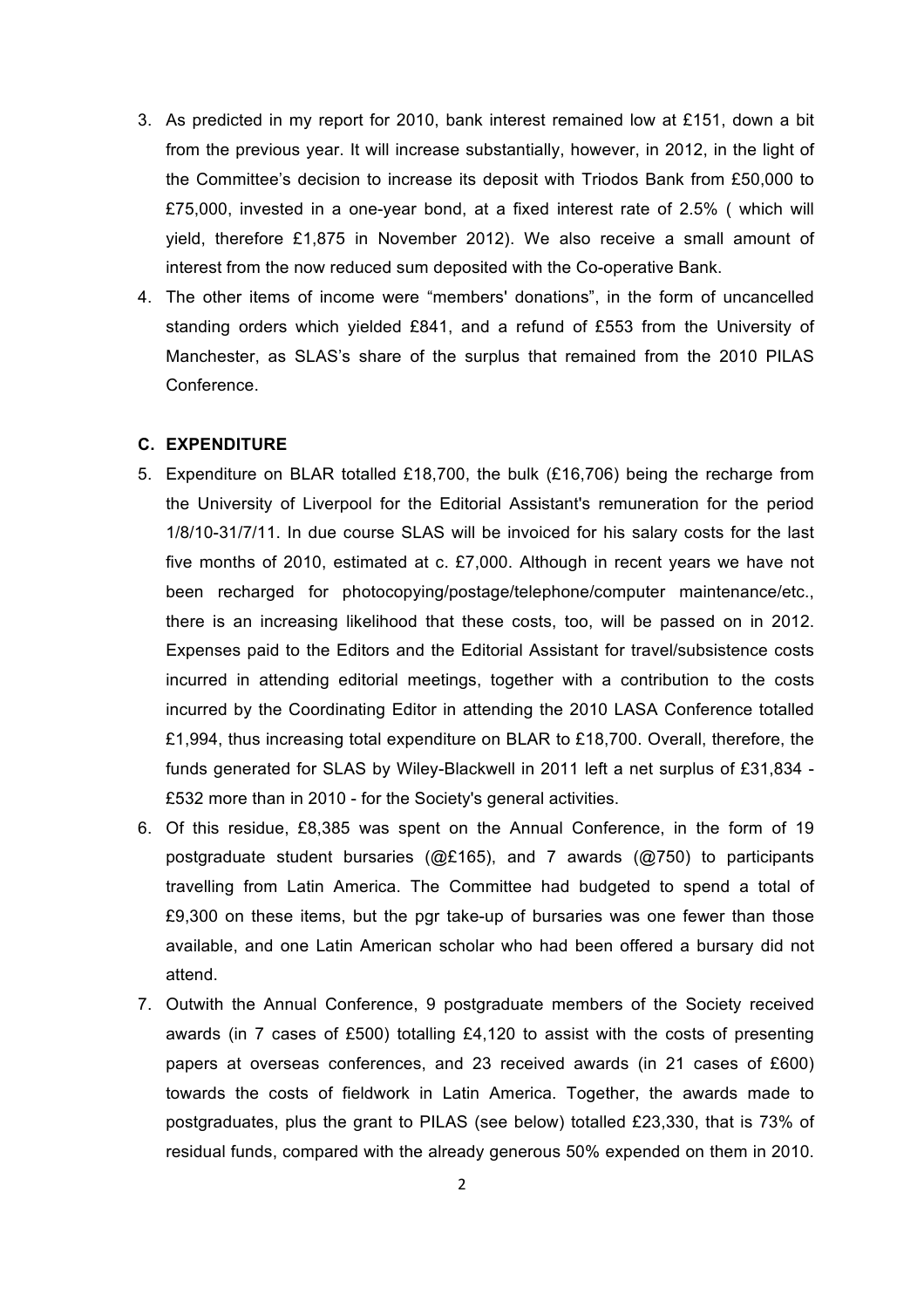3. As predicted in my report for 2010, bank interest remained low at £151, down a bit from the previous year. It will increase substantially, however, in 2012, in the light of the Committee's decision to increase its deposit with Triodos Bank from £50,000 to £75,000, invested in a one-year bond, at a fixed interest rate of 2.5% ( which will yield, therefore £1,875 in November 2012). We also receive a small amount of interest from the now reduced sum deposited with the Co-operative Bank.
4. The other items of income were "members' donations", in the form of uncancelled standing orders which yielded £841, and a refund of £553 from the University of Manchester, as SLAS's share of the surplus that remained from the 2010 PILAS Conference.

**C. EXPENDITURE**

5. Expenditure on BLAR totalled £18,700, the bulk (£16,706) being the recharge from the University of Liverpool for the Editorial Assistant's remuneration for the period 1/8/10-31/7/11. In due course SLAS will be invoiced for his salary costs for the last five months of 2010, estimated at c. £7,000. Although in recent years we have not been recharged for photocopying/postage/telephone/computer maintenance/etc., there is an increasing likelihood that these costs, too, will be passed on in 2012. Expenses paid to the Editors and the Editorial Assistant for travel/subsistence costs incurred in attending editorial meetings, together with a contribution to the costs incurred by the Coordinating Editor in attending the 2010 LASA Conference totalled £1,994, thus increasing total expenditure on BLAR to £18,700. Overall, therefore, the funds generated for SLAS by Wiley-Blackwell in 2011 left a net surplus of £31,834 - £532 more than in 2010 - for the Society's general activities.
6. Of this residue, £8,385 was spent on the Annual Conference, in the form of 19 postgraduate student bursaries (@£165), and 7 awards (@750) to participants travelling from Latin America. The Committee had budgeted to spend a total of £9,300 on these items, but the pgr take-up of bursaries was one fewer than those available, and one Latin American scholar who had been offered a bursary did not attend.
7. Outwith the Annual Conference, 9 postgraduate members of the Society received awards (in 7 cases of £500) totalling £4,120 to assist with the costs of presenting papers at overseas conferences, and 23 received awards (in 21 cases of £600) towards the costs of fieldwork in Latin America. Together, the awards made to postgraduates, plus the grant to PILAS (see below) totalled £23,330, that is 73% of residual funds, compared with the already generous 50% expended on them in 2010.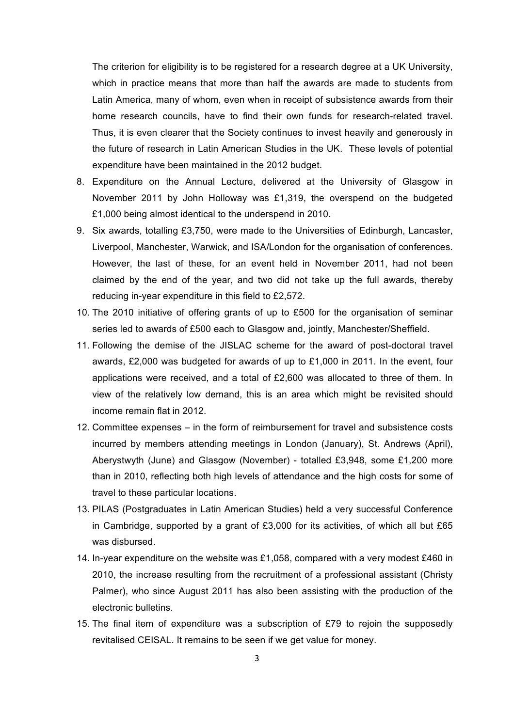The criterion for eligibility is to be registered for a research degree at a UK University, which in practice means that more than half the awards are made to students from Latin America, many of whom, even when in receipt of subsistence awards from their home research councils, have to find their own funds for research-related travel. Thus, it is even clearer that the Society continues to invest heavily and generously in the future of research in Latin American Studies in the UK. These levels of potential expenditure have been maintained in the 2012 budget.

8. Expenditure on the Annual Lecture, delivered at the University of Glasgow in November 2011 by John Holloway was £1,319, the overspend on the budgeted £1,000 being almost identical to the underspend in 2010.
9. Six awards, totalling £3,750, were made to the Universities of Edinburgh, Lancaster, Liverpool, Manchester, Warwick, and ISA/London for the organisation of conferences. However, the last of these, for an event held in November 2011, had not been claimed by the end of the year, and two did not take up the full awards, thereby reducing in-year expenditure in this field to £2,572.
10. The 2010 initiative of offering grants of up to £500 for the organisation of seminar series led to awards of £500 each to Glasgow and, jointly, Manchester/Sheffield.
11. Following the demise of the JISLAC scheme for the award of post-doctoral travel awards, £2,000 was budgeted for awards of up to £1,000 in 2011. In the event, four applications were received, and a total of £2,600 was allocated to three of them. In view of the relatively low demand, this is an area which might be revisited should income remain flat in 2012.
12. Committee expenses – in the form of reimbursement for travel and subsistence costs incurred by members attending meetings in London (January), St. Andrews (April), Aberystwyth (June) and Glasgow (November) - totalled £3,948, some £1,200 more than in 2010, reflecting both high levels of attendance and the high costs for some of travel to these particular locations.
13. PILAS (Postgraduates in Latin American Studies) held a very successful Conference in Cambridge, supported by a grant of £3,000 for its activities, of which all but £65 was disbursed.
14. In-year expenditure on the website was £1,058, compared with a very modest £460 in 2010, the increase resulting from the recruitment of a professional assistant (Christy Palmer), who since August 2011 has also been assisting with the production of the electronic bulletins.
15. The final item of expenditure was a subscription of £79 to rejoin the supposedly revitalised CEISAL. It remains to be seen if we get value for money.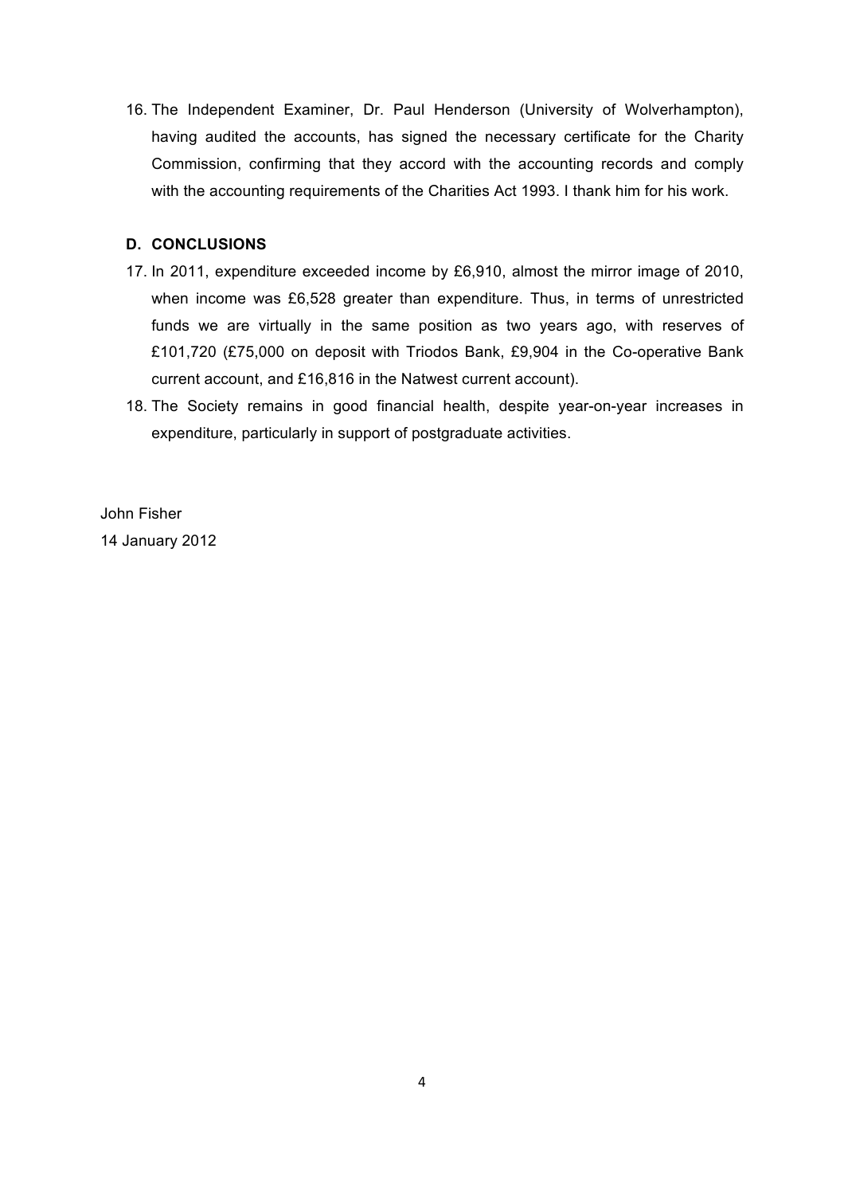16. The Independent Examiner, Dr. Paul Henderson (University of Wolverhampton), having audited the accounts, has signed the necessary certificate for the Charity Commission, confirming that they accord with the accounting records and comply with the accounting requirements of the Charities Act 1993. I thank him for his work.

**D. CONCLUSIONS**

17. In 2011, expenditure exceeded income by £6,910, almost the mirror image of 2010, when income was £6,528 greater than expenditure. Thus, in terms of unrestricted funds we are virtually in the same position as two years ago, with reserves of £101,720 (£75,000 on deposit with Triodos Bank, £9,904 in the Co-operative Bank current account, and £16,816 in the Natwest current account).
18. The Society remains in good financial health, despite year-on-year increases in expenditure, particularly in support of postgraduate activities.

John Fisher
14 January 2012